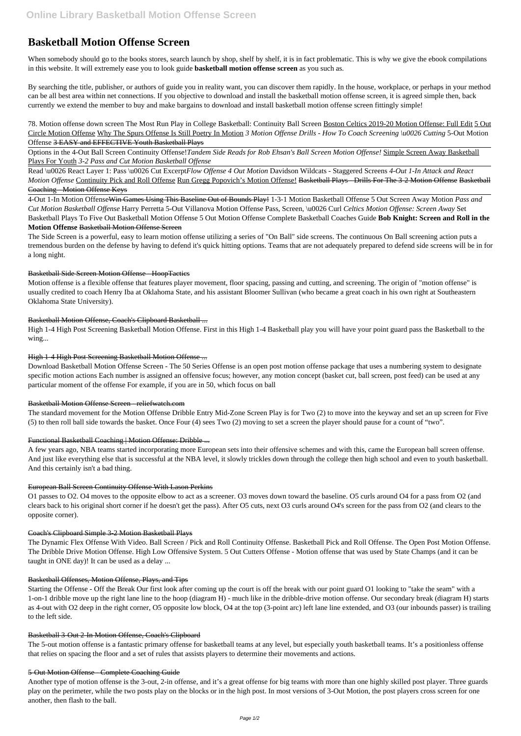# Basketball Motion Offense Screen

When somebody should go to the books stores, search launch by shop, shelf by shelf, it is in fact problematic. This is why we give the ebook compilations in this website. It will extremely ease you to look guide **basketball motion offense screen** as you such as.

By searching the title, publisher, or authors of guide you in reality want, you can discover them rapidly. In the house, workplace, or perhaps in your method can be all best area within net connections. If you objective to download and install the basketball motion offense screen, it is agreed simple then, back currently we extend the member to buy and make bargains to download and install basketball motion offense screen fittingly simple!

78. Motion offense down screen The Most Run Play in College Basketball: Continuity Ball Screen Boston Celtics 2019-20 Motion Offense: Full Edit 5 Out Circle Motion Offense Why The Spurs Offense Is Still Poetry In Motion *3 Motion Offense Drills - How To Coach Screening \u0026 Cutting* 5-Out Motion Offense ~~3 EASY and EFFECTIVE Youth Basketball Plays~~

Options in the 4-Out Ball Screen Continuity Offense!*Tandem Side Reads for Rob Ehsan's Ball Screen Motion Offense!* Simple Screen Away Basketball Plays For Youth *3-2 Pass and Cut Motion Basketball Offense*

Read \u0026 React Layer 1: Pass \u0026 Cut Excerpt*Flow Offense 4 Out Motion* Davidson Wildcats - Staggered Screens *4-Out 1-In Attack and React Motion Offense* Continuity Pick and Roll Offense Run Gregg Popovich's Motion Offense! ~~Basketball Plays - Drills For The 3-2 Motion Offense~~ ~~Basketball Coaching - Motion Offense Keys~~

4-Out 1-In Motion Offense~~Win Games Using This Baseline Out of Bounds Play!~~ 1-3-1 Motion Basketball Offense 5 Out Screen Away Motion *Pass and Cut Motion Basketball Offense* Harry Perretta 5-Out Villanova Motion Offense Pass, Screen, \u0026 Curl *Celtics Motion Offense: Screen Away* Set Basketball Plays To Five Out Basketball Motion Offense 5 Out Motion Offense Complete Basketball Coaches Guide **Bob Knight: Screen and Roll in the Motion Offense** ~~Basketball Motion Offense Screen~~

The Side Screen is a powerful, easy to learn motion offense utilizing a series of "On Ball" side screens. The continuous On Ball screening action puts a tremendous burden on the defense by having to defend it's quick hitting options. Teams that are not adequately prepared to defend side screens will be in for a long night.

~~Basketball Side Screen Motion Offense - HoopTactics~~

Motion offense is a flexible offense that features player movement, floor spacing, passing and cutting, and screening. The origin of "motion offense" is usually credited to coach Henry Iba at Oklahoma State, and his assistant Bloomer Sullivan (who became a great coach in his own right at Southeastern Oklahoma State University).

~~Basketball Motion Offense, Coach's Clipboard Basketball ...~~

High 1-4 High Post Screening Basketball Motion Offense. First in this High 1-4 Basketball play you will have your point guard pass the Basketball to the wing...

~~High 1-4 High Post Screening Basketball Motion Offense ...~~

Download Basketball Motion Offense Screen - The 50 Series Offense is an open post motion offense package that uses a numbering system to designate specific motion actions Each number is assigned an offensive focus; however, any motion concept (basket cut, ball screen, post feed) can be used at any particular moment of the offense For example, if you are in 50, which focus on ball

~~Basketball Motion Offense Screen - reliefwatch.com~~

The standard movement for the Motion Offense Dribble Entry Mid-Zone Screen Play is for Two (2) to move into the keyway and set an up screen for Five (5) to then roll ball side towards the basket. Once Four (4) sees Two (2) moving to set a screen the player should pause for a count of "two".

~~Functional Basketball Coaching | Motion Offense: Dribble ...~~

A few years ago, NBA teams started incorporating more European sets into their offensive schemes and with this, came the European ball screen offense. And just like everything else that is successful at the NBA level, it slowly trickles down through the college then high school and even to youth basketball. And this certainly isn't a bad thing.

~~European Ball Screen Continuity Offense With Lason Perkins~~

O1 passes to O2. O4 moves to the opposite elbow to act as a screener. O3 moves down toward the baseline. O5 curls around O4 for a pass from O2 (and clears back to his original short corner if he doesn't get the pass). After O5 cuts, next O3 curls around O4's screen for the pass from O2 (and clears to the opposite corner).

~~Coach's Clipboard Simple 3-2 Motion Basketball Plays~~

The Dynamic Flex Offense With Video. Ball Screen / Pick and Roll Continuity Offense. Basketball Pick and Roll Offense. The Open Post Motion Offense. The Dribble Drive Motion Offense. High Low Offensive System. 5 Out Cutters Offense - Motion offense that was used by State Champs (and it can be taught in ONE day)! It can be used as a delay ...

~~Basketball Offenses, Motion Offense, Plays, and Tips~~

Starting the Offense - Off the Break Our first look after coming up the court is off the break with our point guard O1 looking to "take the seam" with a 1-on-1 dribble move up the right lane line to the hoop (diagram H) - much like in the dribble-drive motion offense. Our secondary break (diagram H) starts as 4-out with O2 deep in the right corner, O5 opposite low block, O4 at the top (3-point arc) left lane line extended, and O3 (our inbounds passer) is trailing to the left side.

~~Basketball 3-Out 2-In Motion Offense, Coach's Clipboard~~

The 5-out motion offense is a fantastic primary offense for basketball teams at any level, but especially youth basketball teams. It's a positionless offense that relies on spacing the floor and a set of rules that assists players to determine their movements and actions.

~~5-Out Motion Offense - Complete Coaching Guide~~

Another type of motion offense is the 3-out, 2-in offense, and it's a great offense for big teams with more than one highly skilled post player. Three guards play on the perimeter, while the two posts play on the blocks or in the high post. In most versions of 3-Out Motion, the post players cross screen for one another, then flash to the ball.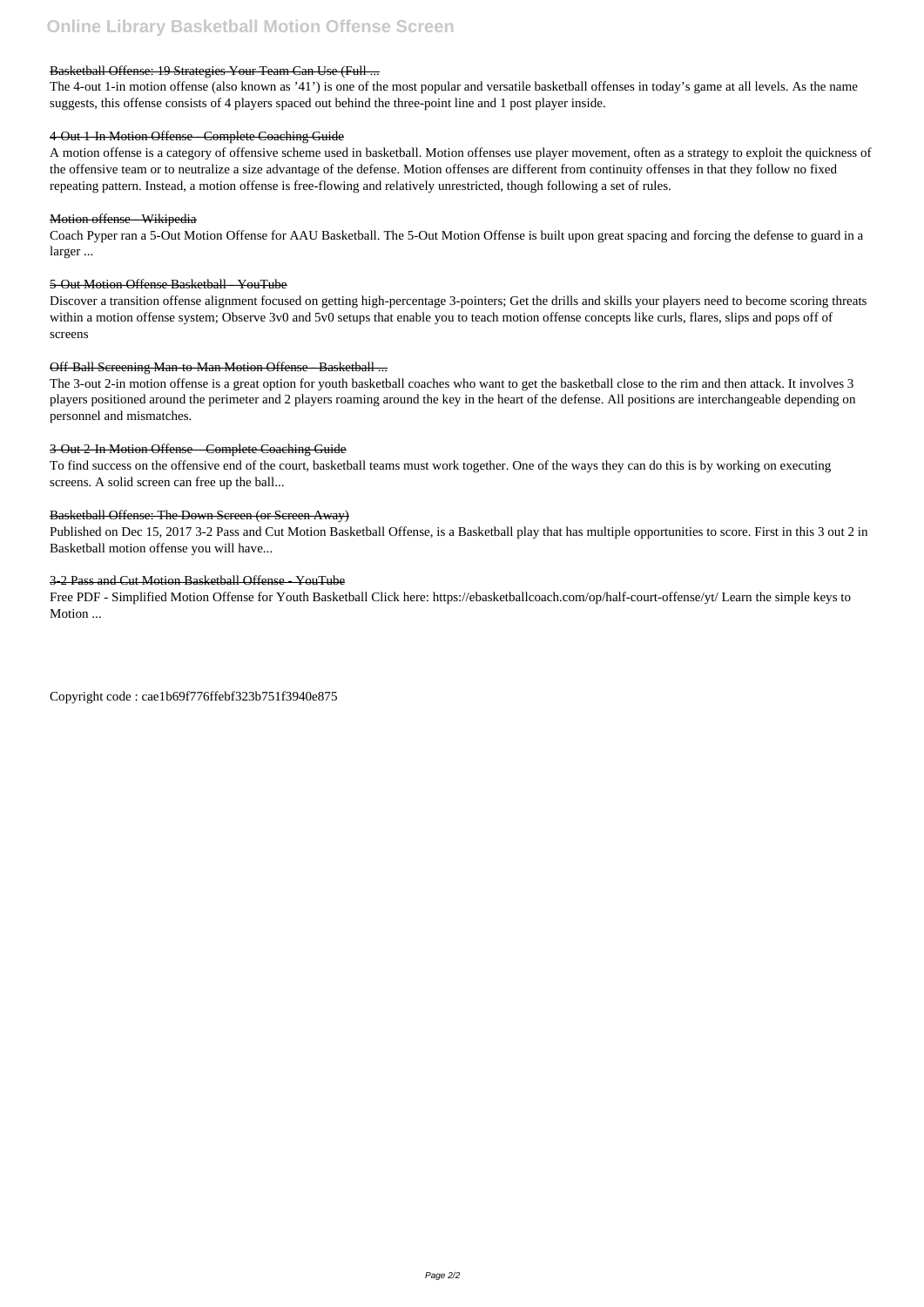Basketball Offense: 19 Strategies Your Team Can Use (Full ...

The 4-out 1-in motion offense (also known as '41') is one of the most popular and versatile basketball offenses in today's game at all levels. As the name suggests, this offense consists of 4 players spaced out behind the three-point line and 1 post player inside.

4-Out 1-In Motion Offense - Complete Coaching Guide

A motion offense is a category of offensive scheme used in basketball. Motion offenses use player movement, often as a strategy to exploit the quickness of the offensive team or to neutralize a size advantage of the defense. Motion offenses are different from continuity offenses in that they follow no fixed repeating pattern. Instead, a motion offense is free-flowing and relatively unrestricted, though following a set of rules.

Motion offense - Wikipedia

Coach Pyper ran a 5-Out Motion Offense for AAU Basketball. The 5-Out Motion Offense is built upon great spacing and forcing the defense to guard in a larger ...

5-Out Motion Offense Basketball - YouTube

Discover a transition offense alignment focused on getting high-percentage 3-pointers; Get the drills and skills your players need to become scoring threats within a motion offense system; Observe 3v0 and 5v0 setups that enable you to teach motion offense concepts like curls, flares, slips and pops off of screens

Off-Ball Screening Man-to-Man Motion Offense - Basketball ...

The 3-out 2-in motion offense is a great option for youth basketball coaches who want to get the basketball close to the rim and then attack. It involves 3 players positioned around the perimeter and 2 players roaming around the key in the heart of the defense. All positions are interchangeable depending on personnel and mismatches.

3-Out 2-In Motion Offense - Complete Coaching Guide

To find success on the offensive end of the court, basketball teams must work together. One of the ways they can do this is by working on executing screens. A solid screen can free up the ball...

Basketball Offense: The Down Screen (or Screen Away)

Published on Dec 15, 2017 3-2 Pass and Cut Motion Basketball Offense, is a Basketball play that has multiple opportunities to score. First in this 3 out 2 in Basketball motion offense you will have...

3-2 Pass and Cut Motion Basketball Offense - YouTube

Free PDF - Simplified Motion Offense for Youth Basketball Click here: https://ebasketballcoach.com/op/half-court-offense/yt/ Learn the simple keys to Motion ...

Copyright code : cae1b69f776ffebf323b751f3940e875